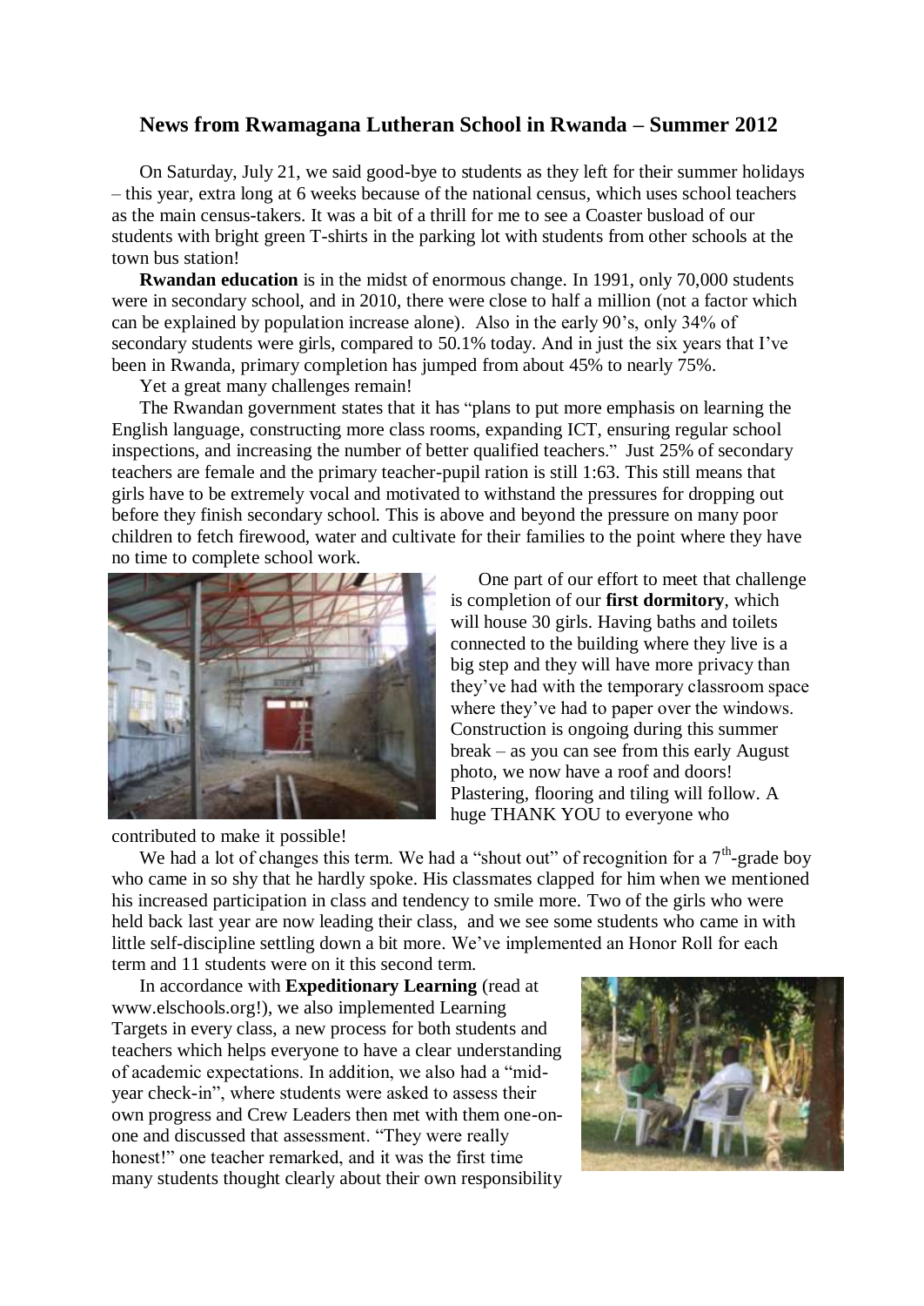# News from Rwamagana Lutheran School in Rwanda – Summer 2012

On Saturday, July 21, we said good-bye to students as they left for their summer holidays – this year, extra long at 6 weeks because of the national census, which uses school teachers as the main census-takers. It was a bit of a thrill for me to see a Coaster busload of our students with bright green T-shirts in the parking lot with students from other schools at the town bus station!

**Rwandan education** is in the midst of enormous change. In 1991, only 70,000 students were in secondary school, and in 2010, there were close to half a million (not a factor which can be explained by population increase alone). Also in the early 90's, only 34% of secondary students were girls, compared to 50.1% today. And in just the six years that I've been in Rwanda, primary completion has jumped from about 45% to nearly 75%.

Yet a great many challenges remain!

The Rwandan government states that it has "plans to put more emphasis on learning the English language, constructing more class rooms, expanding ICT, ensuring regular school inspections, and increasing the number of better qualified teachers." Just 25% of secondary teachers are female and the primary teacher-pupil ration is still 1:63. This still means that girls have to be extremely vocal and motivated to withstand the pressures for dropping out before they finish secondary school. This is above and beyond the pressure on many poor children to fetch firewood, water and cultivate for their families to the point where they have no time to complete school work.

One part of our effort to meet that challenge is completion of our **first dormitory**, which will house 30 girls. Having baths and toilets connected to the building where they live is a big step and they will have more privacy than they've had with the temporary classroom space where they've had to paper over the windows. Construction is ongoing during this summer break – as you can see from this early August photo, we now have a roof and doors! Plastering, flooring and tiling will follow. A huge THANK YOU to everyone who contributed to make it possible!

We had a lot of changes this term. We had a "shout out" of recognition for a 7th-grade boy who came in so shy that he hardly spoke. His classmates clapped for him when we mentioned his increased participation in class and tendency to smile more. Two of the girls who were held back last year are now leading their class, and we see some students who came in with little self-discipline settling down a bit more. We've implemented an Honor Roll for each term and 11 students were on it this second term.

In accordance with **Expeditionary Learning** (read at www.elschools.org!), we also implemented Learning Targets in every class, a new process for both students and teachers which helps everyone to have a clear understanding of academic expectations. In addition, we also had a "mid-year check-in", where students were asked to assess their own progress and Crew Leaders then met with them one-on-one and discussed that assessment. "They were really honest!" one teacher remarked, and it was the first time many students thought clearly about their own responsibility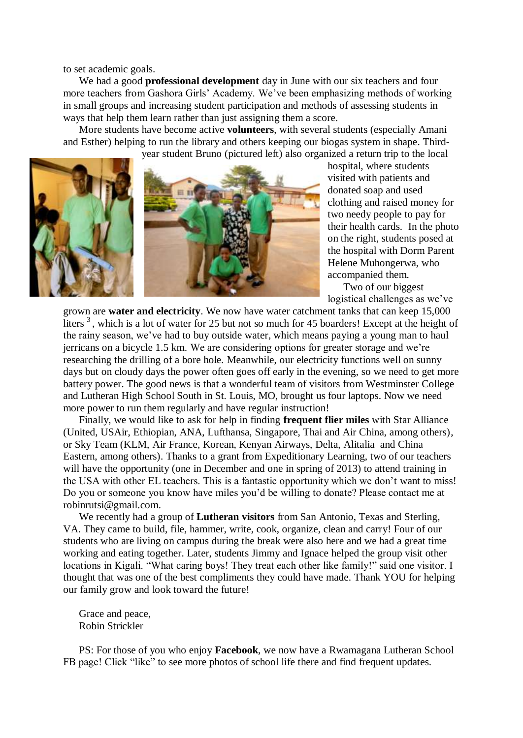to set academic goals.

We had a good **professional development** day in June with our six teachers and four more teachers from Gashora Girls' Academy. We've been emphasizing methods of working in small groups and increasing student participation and methods of assessing students in ways that help them learn rather than just assigning them a score.

More students have become active **volunteers**, with several students (especially Amani and Esther) helping to run the library and others keeping our biogas system in shape. Third-year student Bruno (pictured left) also organized a return trip to the local hospital, where students visited with patients and donated soap and used clothing and raised money for two needy people to pay for their health cards. In the photo on the right, students posed at the hospital with Dorm Parent Helene Muhongerwa, who accompanied them.

Two of our biggest logistical challenges as we've grown are **water and electricity**. We now have water catchment tanks that can keep 15,000 liters [3], which is a lot of water for 25 but not so much for 45 boarders! Except at the height of the rainy season, we've had to buy outside water, which means paying a young man to haul jerricans on a bicycle 1.5 km. We are considering options for greater storage and we're researching the drilling of a bore hole. Meanwhile, our electricity functions well on sunny days but on cloudy days the power often goes off early in the evening, so we need to get more battery power. The good news is that a wonderful team of visitors from Westminster College and Lutheran High School South in St. Louis, MO, brought us four laptops. Now we need more power to run them regularly and have regular instruction!

Finally, we would like to ask for help in finding **frequent flier miles** with Star Alliance (United, USAir, Ethiopian, ANA, Lufthansa, Singapore, Thai and Air China, among others), or Sky Team (KLM, Air France, Korean, Kenyan Airways, Delta, Alitalia and China Eastern, among others). Thanks to a grant from Expeditionary Learning, two of our teachers will have the opportunity (one in December and one in spring of 2013) to attend training in the USA with other EL teachers. This is a fantastic opportunity which we don't want to miss! Do you or someone you know have miles you'd be willing to donate? Please contact me at robinrutsi@gmail.com.

We recently had a group of **Lutheran visitors** from San Antonio, Texas and Sterling, VA. They came to build, file, hammer, write, cook, organize, clean and carry! Four of our students who are living on campus during the break were also here and we had a great time working and eating together. Later, students Jimmy and Ignace helped the group visit other locations in Kigali. "What caring boys! They treat each other like family!" said one visitor. I thought that was one of the best compliments they could have made. Thank YOU for helping our family grow and look toward the future!

Grace and peace,
Robin Strickler

PS: For those of you who enjoy **Facebook**, we now have a Rwamagana Lutheran School FB page! Click "like" to see more photos of school life there and find frequent updates.